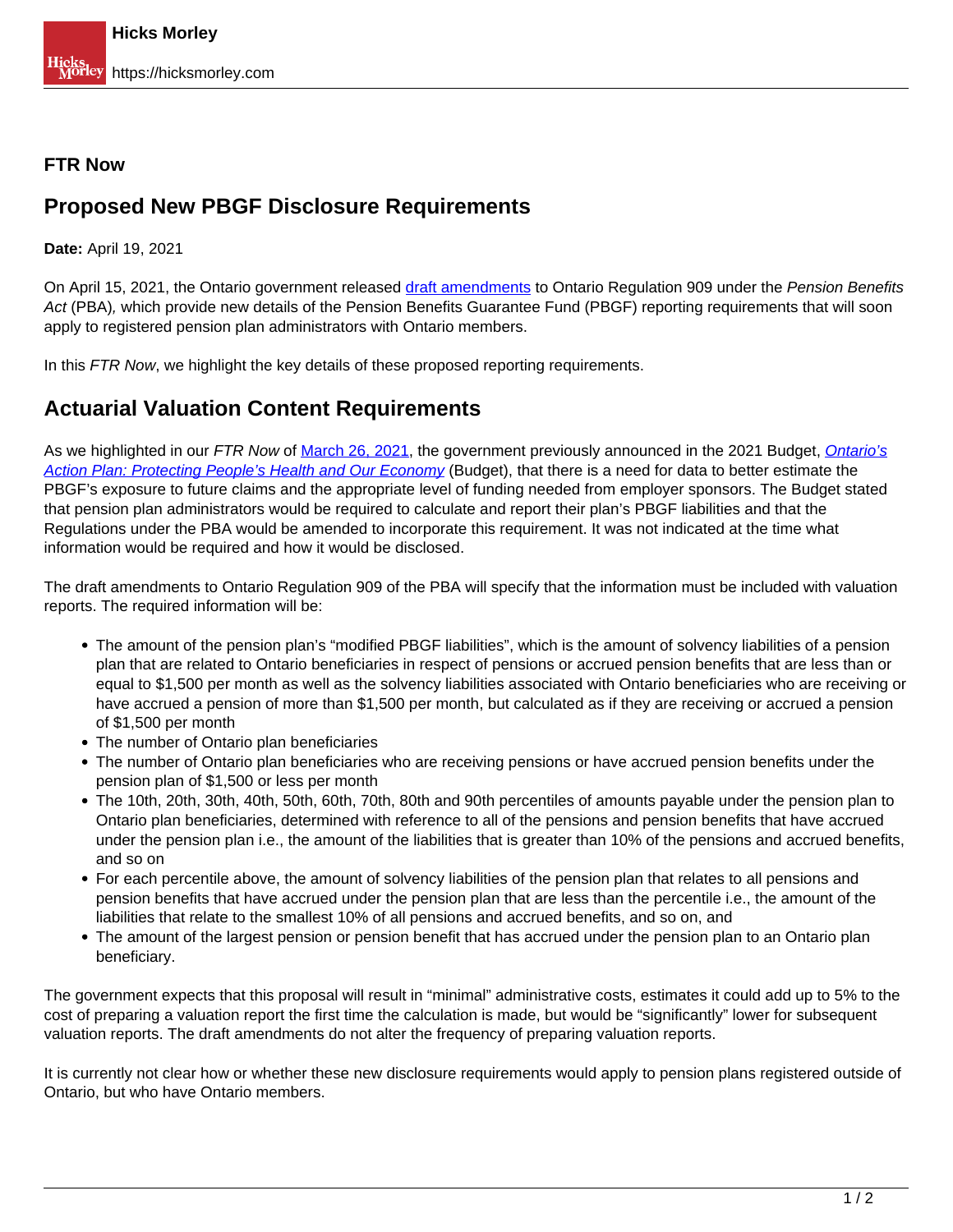**FTR Now**

# Proposed New PBGF Disclosure Requirements

**Date:** April 19, 2021

On April 15, 2021, the Ontario government released [draft amendments](#) to Ontario Regulation 909 under the *Pension Benefits Act* (PBA), which provide new details of the Pension Benefits Guarantee Fund (PBGF) reporting requirements that will soon apply to registered pension plan administrators with Ontario members.

In this *FTR Now*, we highlight the key details of these proposed reporting requirements.

## Actuarial Valuation Content Requirements

As we highlighted in our *FTR Now* of [March 26, 2021](#), the government previously announced in the 2021 Budget, [*Ontario's Action Plan: Protecting People's Health and Our Economy*](#) (Budget), that there is a need for data to better estimate the PBGF's exposure to future claims and the appropriate level of funding needed from employer sponsors. The Budget stated that pension plan administrators would be required to calculate and report their plan's PBGF liabilities and that the Regulations under the PBA would be amended to incorporate this requirement. It was not indicated at the time what information would be required and how it would be disclosed.

The draft amendments to Ontario Regulation 909 of the PBA will specify that the information must be included with valuation reports. The required information will be:

- The amount of the pension plan's "modified PBGF liabilities", which is the amount of solvency liabilities of a pension plan that are related to Ontario beneficiaries in respect of pensions or accrued pension benefits that are less than or equal to $1,500 per month as well as the solvency liabilities associated with Ontario beneficiaries who are receiving or have accrued a pension of more than $1,500 per month, but calculated as if they are receiving or accrued a pension of $1,500 per month
- The number of Ontario plan beneficiaries
- The number of Ontario plan beneficiaries who are receiving pensions or have accrued pension benefits under the pension plan of $1,500 or less per month
- The 10th, 20th, 30th, 40th, 50th, 60th, 70th, 80th and 90th percentiles of amounts payable under the pension plan to Ontario plan beneficiaries, determined with reference to all of the pensions and pension benefits that have accrued under the pension plan i.e., the amount of the liabilities that is greater than 10% of the pensions and accrued benefits, and so on
- For each percentile above, the amount of solvency liabilities of the pension plan that relates to all pensions and pension benefits that have accrued under the pension plan that are less than the percentile i.e., the amount of the liabilities that relate to the smallest 10% of all pensions and accrued benefits, and so on, and
- The amount of the largest pension or pension benefit that has accrued under the pension plan to an Ontario plan beneficiary.

The government expects that this proposal will result in "minimal" administrative costs, estimates it could add up to 5% to the cost of preparing a valuation report the first time the calculation is made, but would be "significantly" lower for subsequent valuation reports. The draft amendments do not alter the frequency of preparing valuation reports.

It is currently not clear how or whether these new disclosure requirements would apply to pension plans registered outside of Ontario, but who have Ontario members.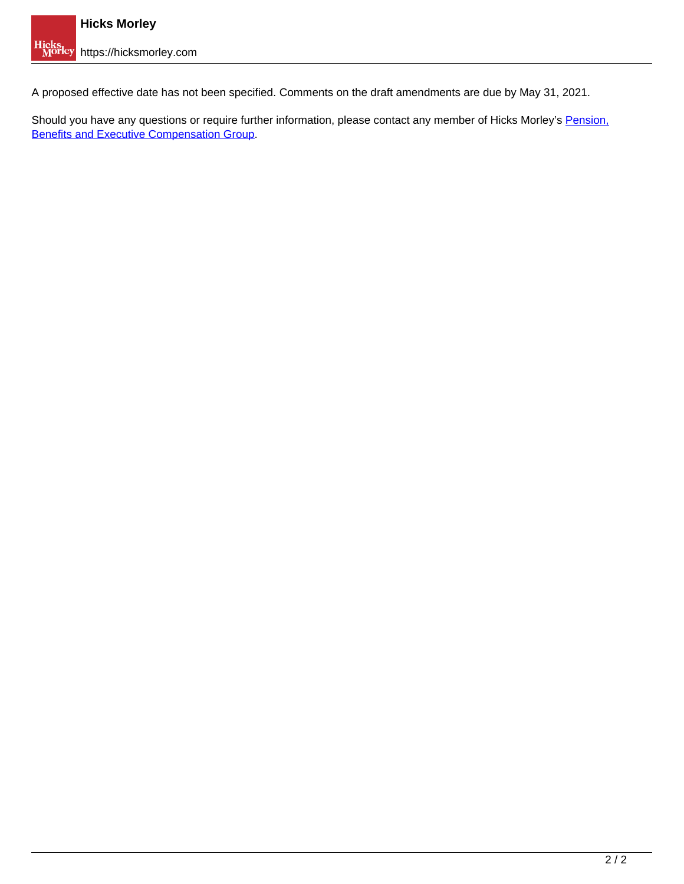A proposed effective date has not been specified. Comments on the draft amendments are due by May 31, 2021.

Should you have any questions or require further information, please contact any member of Hicks Morley's Pension, Benefits and Executive Compensation Group.